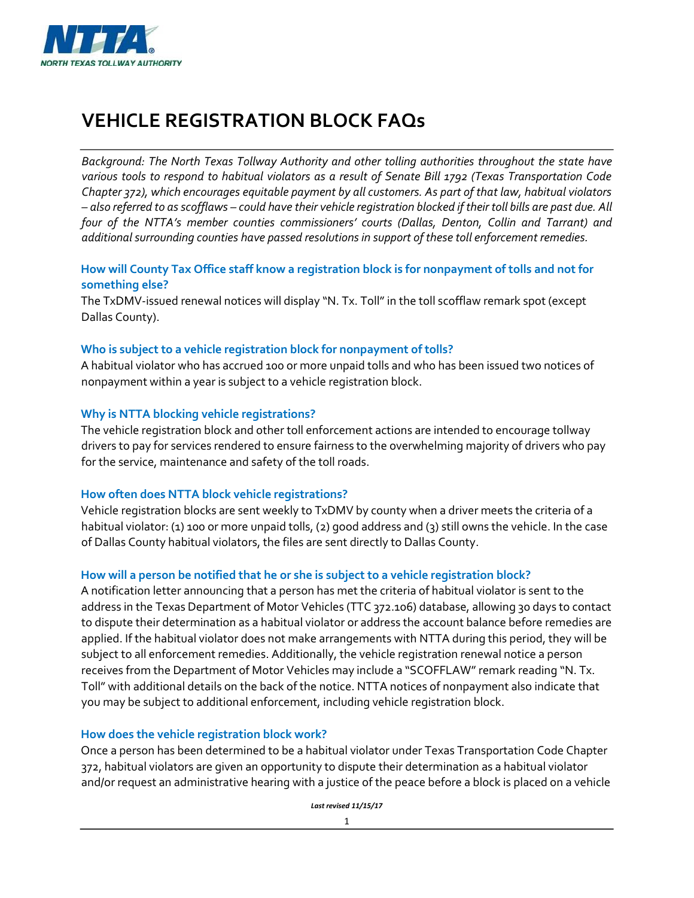NORTH TEXAS TOLLWAY AUTHORITY

# VEHICLE REGISTRATION BLOCK FAQs

*Background: The North Texas Tollway Authority and other tolling authorities throughout the state have various tools to respond to habitual violators as a result of Senate Bill 1792 (Texas Transportation Code Chapter 372), which encourages equitable payment by all customers. As part of that law, habitual violators – also referred to as scofflaws – could have their vehicle registration blocked if their toll bills are past due. All four of the NTTA's member counties commissioners' courts (Dallas, Denton, Collin and Tarrant) and additional surrounding counties have passed resolutions in support of these toll enforcement remedies.*

### How will County Tax Office staff know a registration block is for nonpayment of tolls and not for something else?

The TxDMV-issued renewal notices will display "N. Tx. Toll" in the toll scofflaw remark spot (except Dallas County).

### Who is subject to a vehicle registration block for nonpayment of tolls?

A habitual violator who has accrued 100 or more unpaid tolls and who has been issued two notices of nonpayment within a year is subject to a vehicle registration block.

### Why is NTTA blocking vehicle registrations?

The vehicle registration block and other toll enforcement actions are intended to encourage tollway drivers to pay for services rendered to ensure fairness to the overwhelming majority of drivers who pay for the service, maintenance and safety of the toll roads.

### How often does NTTA block vehicle registrations?

Vehicle registration blocks are sent weekly to TxDMV by county when a driver meets the criteria of a habitual violator: (1) 100 or more unpaid tolls, (2) good address and (3) still owns the vehicle. In the case of Dallas County habitual violators, the files are sent directly to Dallas County.

### How will a person be notified that he or she is subject to a vehicle registration block?

A notification letter announcing that a person has met the criteria of habitual violator is sent to the address in the Texas Department of Motor Vehicles (TTC 372.106) database, allowing 30 days to contact to dispute their determination as a habitual violator or address the account balance before remedies are applied. If the habitual violator does not make arrangements with NTTA during this period, they will be subject to all enforcement remedies. Additionally, the vehicle registration renewal notice a person receives from the Department of Motor Vehicles may include a "SCOFFLAW" remark reading "N. Tx. Toll" with additional details on the back of the notice. NTTA notices of nonpayment also indicate that you may be subject to additional enforcement, including vehicle registration block.

### How does the vehicle registration block work?

Once a person has been determined to be a habitual violator under Texas Transportation Code Chapter 372, habitual violators are given an opportunity to dispute their determination as a habitual violator and/or request an administrative hearing with a justice of the peace before a block is placed on a vehicle

*Last revised 11/15/17*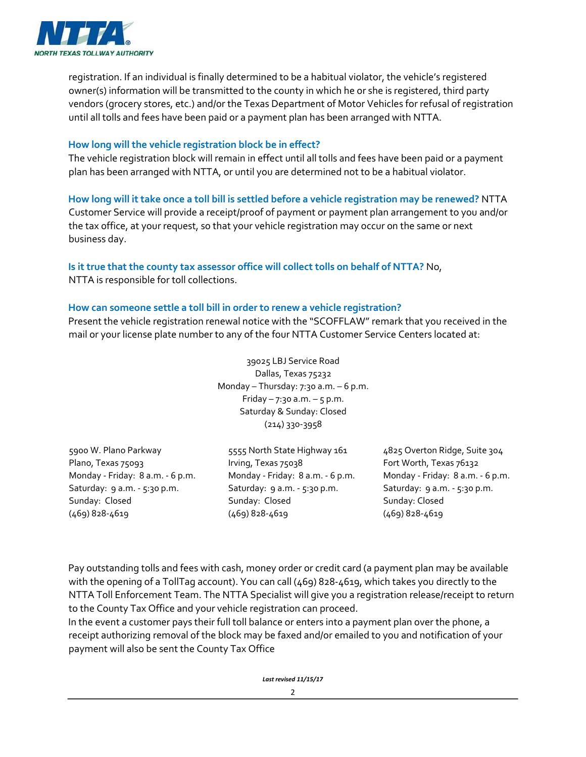registration. If an individual is finally determined to be a habitual violator, the vehicle's registered owner(s) information will be transmitted to the county in which he or she is registered, third party vendors (grocery stores, etc.) and/or the Texas Department of Motor Vehicles for refusal of registration until all tolls and fees have been paid or a payment plan has been arranged with NTTA.

### How long will the vehicle registration block be in effect?

The vehicle registration block will remain in effect until all tolls and fees have been paid or a payment plan has been arranged with NTTA, or until you are determined not to be a habitual violator.

**How long will it take once a toll bill is settled before a vehicle registration may be renewed?** NTTA Customer Service will provide a receipt/proof of payment or payment plan arrangement to you and/or the tax office, at your request, so that your vehicle registration may occur on the same or next business day.

**Is it true that the county tax assessor office will collect tolls on behalf of NTTA?** No, NTTA is responsible for toll collections.

### How can someone settle a toll bill in order to renew a vehicle registration?

Present the vehicle registration renewal notice with the "SCOFFLAW" remark that you received in the mail or your license plate number to any of the four NTTA Customer Service Centers located at:

39025 LBJ Service Road
Dallas, Texas 75232
Monday – Thursday: 7:30 a.m. – 6 p.m.
Friday – 7:30 a.m. – 5 p.m.
Saturday & Sunday: Closed
(214) 330-3958

5900 W. Plano Parkway
Plano, Texas 75093
Monday - Friday: 8 a.m. - 6 p.m.
Saturday: 9 a.m. - 5:30 p.m.
Sunday: Closed
(469) 828-4619

5555 North State Highway 161
Irving, Texas 75038
Monday - Friday: 8 a.m. - 6 p.m.
Saturday: 9 a.m. - 5:30 p.m.
Sunday: Closed
(469) 828-4619

4825 Overton Ridge, Suite 304
Fort Worth, Texas 76132
Monday - Friday: 8 a.m. - 6 p.m.
Saturday: 9 a.m. - 5:30 p.m.
Sunday: Closed
(469) 828-4619

Pay outstanding tolls and fees with cash, money order or credit card (a payment plan may be available with the opening of a TollTag account). You can call (469) 828-4619, which takes you directly to the NTTA Toll Enforcement Team. The NTTA Specialist will give you a registration release/receipt to return to the County Tax Office and your vehicle registration can proceed.
In the event a customer pays their full toll balance or enters into a payment plan over the phone, a receipt authorizing removal of the block may be faxed and/or emailed to you and notification of your payment will also be sent the County Tax Office

*Last revised 11/15/17*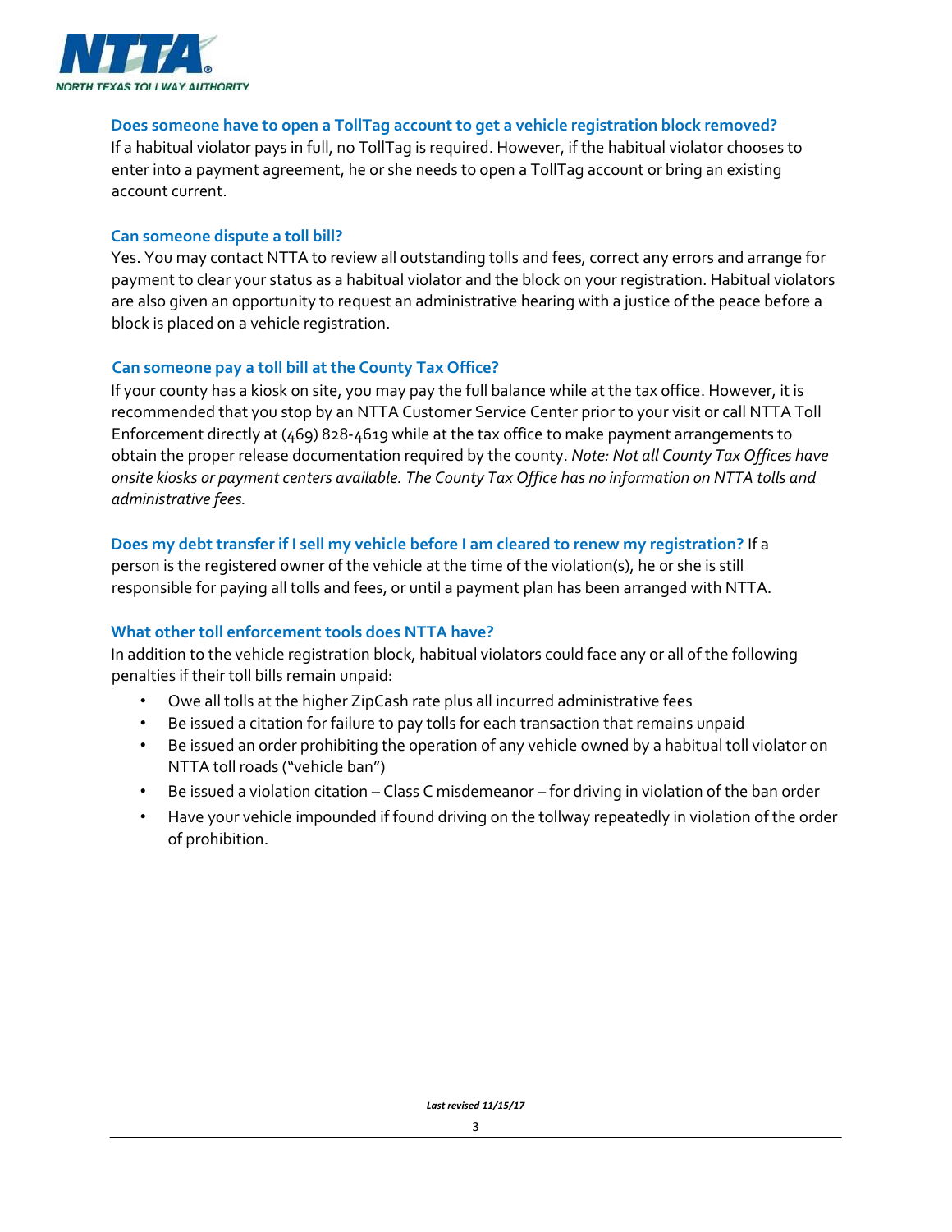### Does someone have to open a TollTag account to get a vehicle registration block removed?

If a habitual violator pays in full, no TollTag is required. However, if the habitual violator chooses to enter into a payment agreement, he or she needs to open a TollTag account or bring an existing account current.

### Can someone dispute a toll bill?

Yes. You may contact NTTA to review all outstanding tolls and fees, correct any errors and arrange for payment to clear your status as a habitual violator and the block on your registration. Habitual violators are also given an opportunity to request an administrative hearing with a justice of the peace before a block is placed on a vehicle registration.

### Can someone pay a toll bill at the County Tax Office?

If your county has a kiosk on site, you may pay the full balance while at the tax office. However, it is recommended that you stop by an NTTA Customer Service Center prior to your visit or call NTTA Toll Enforcement directly at (469) 828-4619 while at the tax office to make payment arrangements to obtain the proper release documentation required by the county. *Note: Not all County Tax Offices have onsite kiosks or payment centers available. The County Tax Office has no information on NTTA tolls and administrative fees.*

### Does my debt transfer if I sell my vehicle before I am cleared to renew my registration?

If a person is the registered owner of the vehicle at the time of the violation(s), he or she is still responsible for paying all tolls and fees, or until a payment plan has been arranged with NTTA.

### What other toll enforcement tools does NTTA have?

In addition to the vehicle registration block, habitual violators could face any or all of the following penalties if their toll bills remain unpaid:

- Owe all tolls at the higher ZipCash rate plus all incurred administrative fees
- Be issued a citation for failure to pay tolls for each transaction that remains unpaid
- Be issued an order prohibiting the operation of any vehicle owned by a habitual toll violator on NTTA toll roads ("vehicle ban")
- Be issued a violation citation – Class C misdemeanor – for driving in violation of the ban order
- Have your vehicle impounded if found driving on the tollway repeatedly in violation of the order of prohibition.

*Last revised 11/15/17*